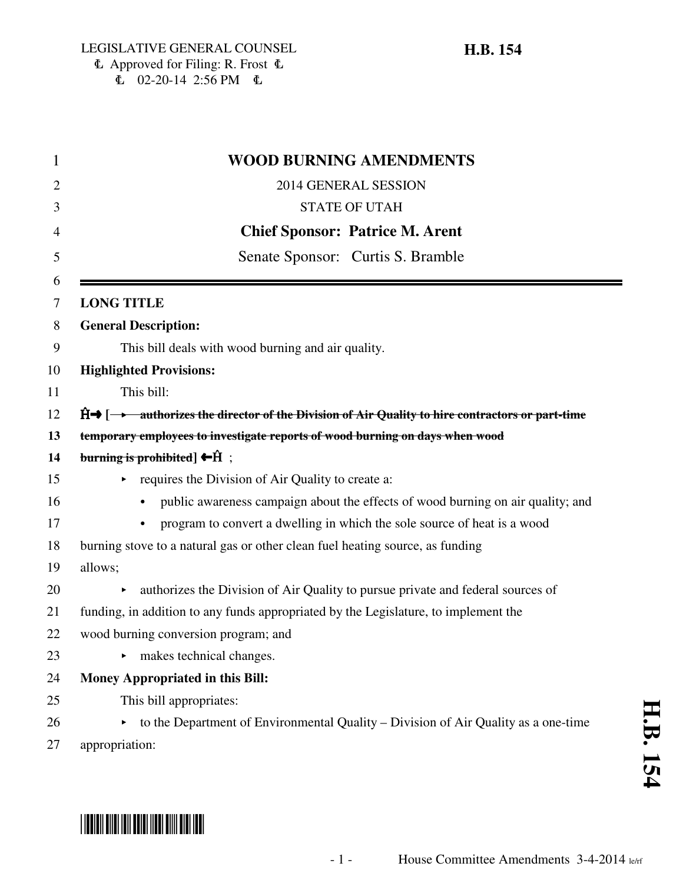LEGISLATIVE GENERAL COUNSEL
₠ Approved for Filing: R. Frost ₠
₠ 02-20-14 2:56 PM ₠

**H.B. 154**

1 **WOOD BURNING AMENDMENTS**

2 2014 GENERAL SESSION

3 STATE OF UTAH

4 **Chief Sponsor: Patrice M. Arent**

5 Senate Sponsor: Curtis S. Bramble

6

7 **LONG TITLE**

8 **General Description:**

9 This bill deals with wood burning and air quality.

10 **Highlighted Provisions:**

11 This bill:

12 Ĥ→ [~~▸ authorizes the director of the Division of Air Quality to hire contractors or part-time~~

13 ~~temporary employees to investigate reports of wood burning on days when wood~~

14 ~~burning is prohibited~~] ←Ĥ ;

15 ▸ requires the Division of Air Quality to create a:

16 • public awareness campaign about the effects of wood burning on air quality; and

17 • program to convert a dwelling in which the sole source of heat is a wood

18 burning stove to a natural gas or other clean fuel heating source, as funding

19 allows;

20 ▸ authorizes the Division of Air Quality to pursue private and federal sources of

21 funding, in addition to any funds appropriated by the Legislature, to implement the

22 wood burning conversion program; and

23 ▸ makes technical changes.

24 **Money Appropriated in this Bill:**

25 This bill appropriates:

26 ▸ to the Department of Environmental Quality – Division of Air Quality as a one-time

27 appropriation:

House Committee Amendments 3-4-2014 le/rf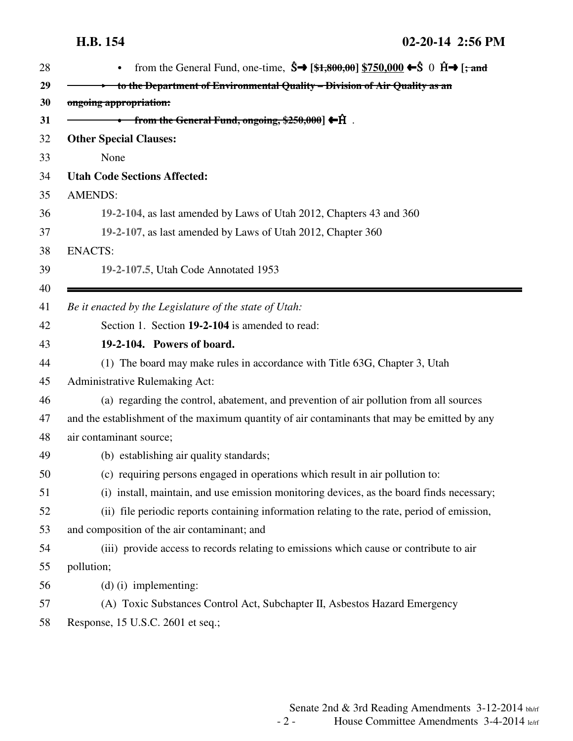28 • from the General Fund, one-time, Ŝ→ [~~$1,800,00~~] $750,000 ←Ŝ 0 Ĥ→ [~~; and~~

29 ~~• to the Department of Environmental Quality – Division of Air Quality as an~~

30 ~~ongoing appropriation:~~

31 ~~• from the General Fund, ongoing, $250,000~~] ←Ĥ .

32 **Other Special Clauses:**

33 None

34 **Utah Code Sections Affected:**

35 AMENDS:

36 **19-2-104**, as last amended by Laws of Utah 2012, Chapters 43 and 360

37 **19-2-107**, as last amended by Laws of Utah 2012, Chapter 360

38 ENACTS:

39 **19-2-107.5**, Utah Code Annotated 1953

40

---

41 *Be it enacted by the Legislature of the state of Utah:*

42 Section 1. Section **19-2-104** is amended to read:

43 **19-2-104. Powers of board.**

44 (1) The board may make rules in accordance with Title 63G, Chapter 3, Utah

45 Administrative Rulemaking Act:

46 (a) regarding the control, abatement, and prevention of air pollution from all sources

47 and the establishment of the maximum quantity of air contaminants that may be emitted by any

48 air contaminant source;

49 (b) establishing air quality standards;

50 (c) requiring persons engaged in operations which result in air pollution to:

51 (i) install, maintain, and use emission monitoring devices, as the board finds necessary;

52 (ii) file periodic reports containing information relating to the rate, period of emission,

53 and composition of the air contaminant; and

54 (iii) provide access to records relating to emissions which cause or contribute to air

55 pollution;

56 (d) (i) implementing:

57 (A) Toxic Substances Control Act, Subchapter II, Asbestos Hazard Emergency

58 Response, 15 U.S.C. 2601 et seq.;

Senate 2nd & 3rd Reading Amendments 3-12-2014 bh/rf

House Committee Amendments 3-4-2014 le/rf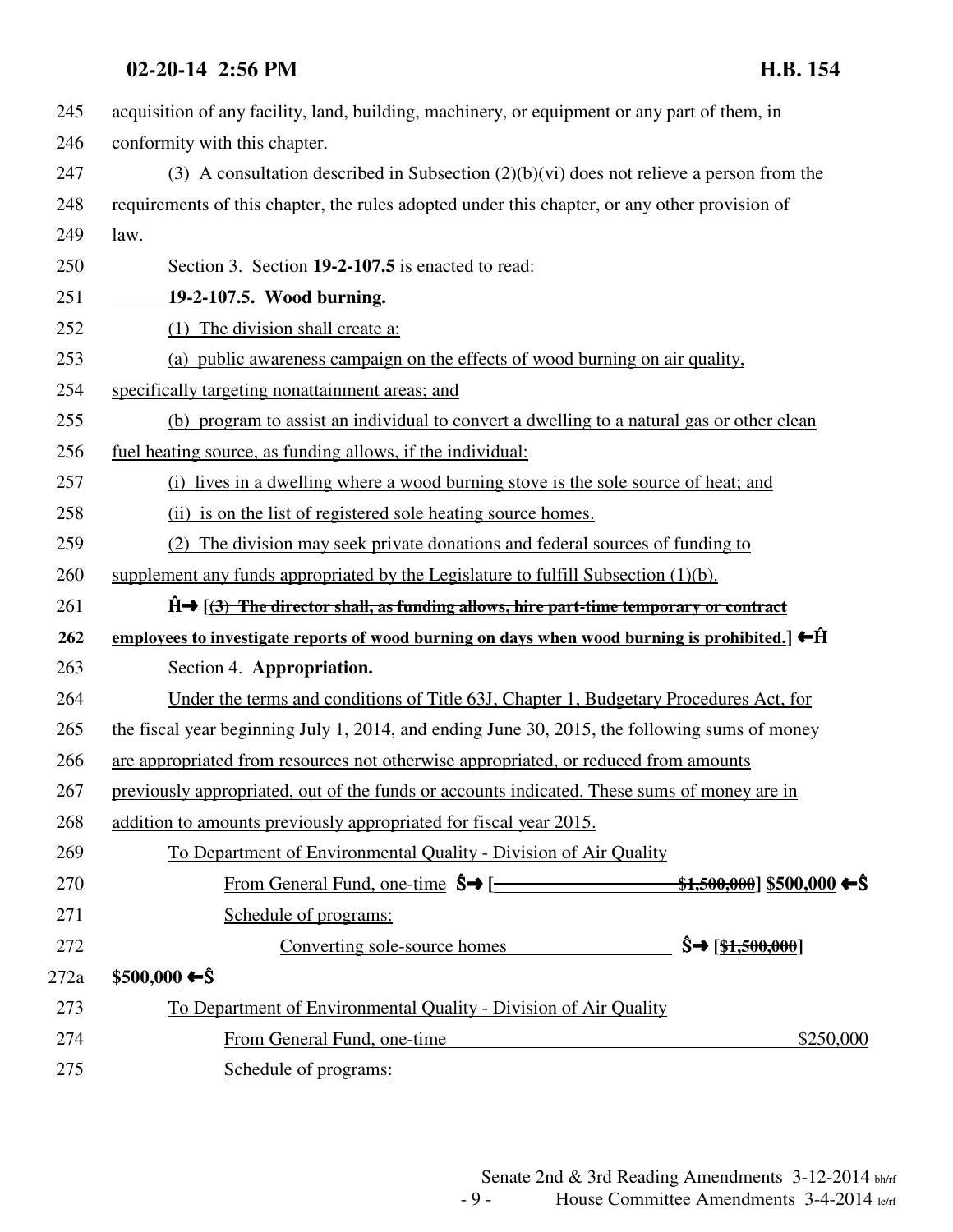245 acquisition of any facility, land, building, machinery, or equipment or any part of them, in

246 conformity with this chapter.

247 (3) A consultation described in Subsection (2)(b)(vi) does not relieve a person from the

248 requirements of this chapter, the rules adopted under this chapter, or any other provision of

249 law.

250 Section 3. Section **19-2-107.5** is enacted to read:

251 **19-2-107.5. Wood burning.**

252 (1) The division shall create a:

253 (a) public awareness campaign on the effects of wood burning on air quality,

254 specifically targeting nonattainment areas; and

255 (b) program to assist an individual to convert a dwelling to a natural gas or other clean

256 fuel heating source, as funding allows, if the individual:

257 (i) lives in a dwelling where a wood burning stove is the sole source of heat; and

258 (ii) is on the list of registered sole heating source homes.

259 (2) The division may seek private donations and federal sources of funding to

260 supplement any funds appropriated by the Legislature to fulfill Subsection (1)(b).

261 **Ĥ→ [~~(3) The director shall, as funding allows, hire part-time temporary or contract~~**

262 **~~employees to investigate reports of wood burning on days when wood burning is prohibited.~~] ←Ĥ**

263 Section 4. **Appropriation.**

264 Under the terms and conditions of Title 63J, Chapter 1, Budgetary Procedures Act, for

265 the fiscal year beginning July 1, 2014, and ending June 30, 2015, the following sums of money

266 are appropriated from resources not otherwise appropriated, or reduced from amounts

267 previously appropriated, out of the funds or accounts indicated. These sums of money are in

268 addition to amounts previously appropriated for fiscal year 2015.

269 To Department of Environmental Quality - Division of Air Quality

270 From General Fund, one-time **Ŝ→ [~~$1,500,000~~] $500,000 ←Ŝ**

271 Schedule of programs:

272 Converting sole-source homes **Ŝ→ [~~$1,500,000~~]**

272a **$500,000 ←Ŝ**

273 To Department of Environmental Quality - Division of Air Quality

274 From General Fund, one-time $250,000

275 Schedule of programs:

Senate 2nd & 3rd Reading Amendments 3-12-2014 bh/rf

House Committee Amendments 3-4-2014 le/rf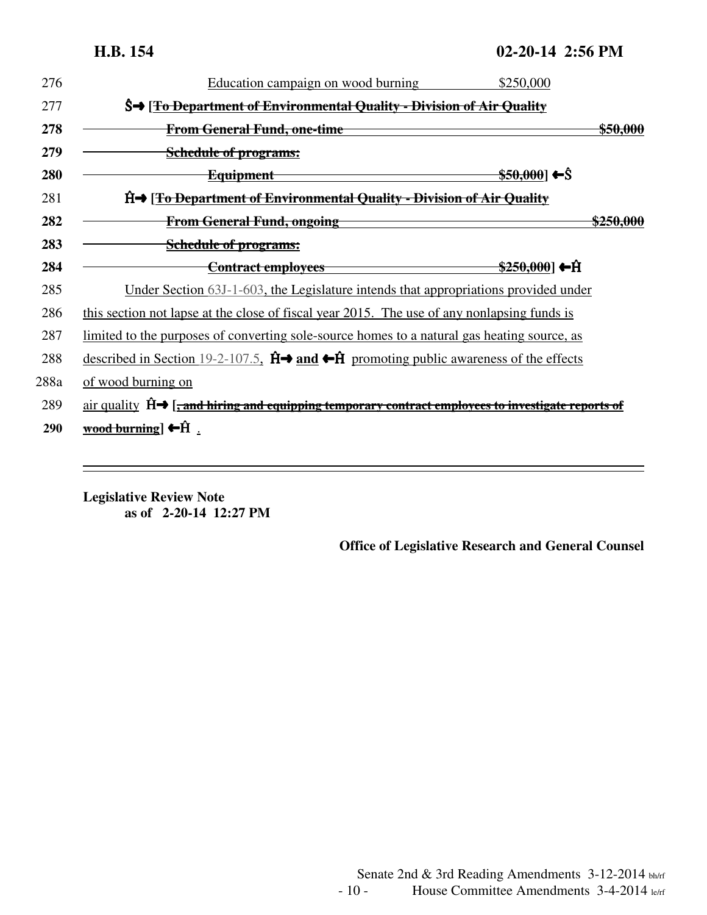276 Education campaign on wood burning $250,000

277 Ŝ→ [~~To Department of Environmental Quality - Division of Air Quality~~

**278** ~~**From General Fund, one-time**~~ ~~**$50,000**~~

**279** ~~**Schedule of programs:**~~

**280** ~~**Equipment**~~ ~~**$50,000**~~] ←Ŝ

281 Ĥ→ [~~To Department of Environmental Quality - Division of Air Quality~~

**282** ~~**From General Fund, ongoing**~~ ~~**$250,000**~~

**283** ~~**Schedule of programs:**~~

**284** ~~**Contract employees**~~ ~~**$250,000**~~] ←Ĥ

285 Under Section 63J-1-603, the Legislature intends that appropriations provided under

286 this section not lapse at the close of fiscal year 2015. The use of any nonlapsing funds is

287 limited to the purposes of converting sole-source homes to a natural gas heating source, as

288 described in Section 19-2-107.5, Ĥ→ **and** ←Ĥ promoting public awareness of the effects

288a of wood burning on

289 air quality Ĥ→ [~~, and hiring and equipping temporary contract employees to investigate reports of~~

**290** ~~**wood burning**~~] ←Ĥ .

---

**Legislative Review Note**
**as of 2-20-14 12:27 PM**

**Office of Legislative Research and General Counsel**

Senate 2nd & 3rd Reading Amendments 3-12-2014 bh/rf
House Committee Amendments 3-4-2014 le/rf